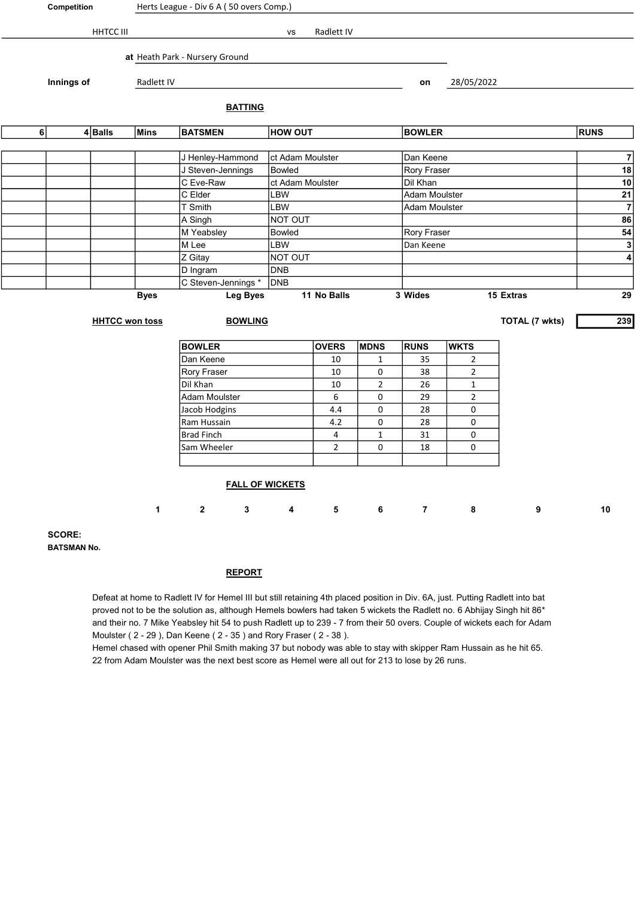**Competition** Herts League - Div 6 A ( 50 overs Comp.)

HHTCC III vs Radlett IV

**at** Heath Park - Nursery Ground

**Innings of** Radlett IV **on** 28/05/2022

## BATTING

| 6 | 4 | Balls | Mins | BATSMEN | HOW OUT | BOWLER | RUNS |
|---|---|---|---|---|---|---|---|
| | | | | J Henley-Hammond | ct Adam Moulster | Dan Keene | 7 |
| | | | | J Steven-Jennings | Bowled | Rory Fraser | 18 |
| | | | | C Eve-Raw | ct Adam Moulster | Dil Khan | 10 |
| | | | | C Elder | LBW | Adam Moulster | 21 |
| | | | | T Smith | LBW | Adam Moulster | 7 |
| | | | | A Singh | NOT OUT | | 86 |
| | | | | M Yeabsley | Bowled | Rory Fraser | 54 |
| | | | | M Lee | LBW | Dan Keene | 3 |
| | | | | Z Gitay | NOT OUT | | 4 |
| | | | | D Ingram | DNB | | |
| | | | | C Steven-Jennings * | DNB | | |

**Byes** **Leg Byes** 11 **No Balls** 3 **Wides** 15 **Extras** 29

**HHTCC won toss** **TOTAL (7 wkts)** 239

## BOWLING

| BOWLER | OVERS | MDNS | RUNS | WKTS |
|---|---|---|---|---|
| Dan Keene | 10 | 1 | 35 | 2 |
| Rory Fraser | 10 | 0 | 38 | 2 |
| Dil Khan | 10 | 2 | 26 | 1 |
| Adam Moulster | 6 | 0 | 29 | 2 |
| Jacob Hodgins | 4.4 | 0 | 28 | 0 |
| Ram Hussain | 4.2 | 0 | 28 | 0 |
| Brad Finch | 4 | 1 | 31 | 0 |
| Sam Wheeler | 2 | 0 | 18 | 0 |
| | | | | |

## FALL OF WICKETS

| | 1 | 2 | 3 | 4 | 5 | 6 | 7 | 8 | 9 | 10 |
|---|---|---|---|---|---|---|---|---|---|---|
| **SCORE:** | | | | | | | | | | |
| **BATSMAN No.** | | | | | | | | | | |

## REPORT

Defeat at home to Radlett IV for Hemel III but still retaining 4th placed position in Div. 6A, just. Putting Radlett into bat proved not to be the solution as, although Hemels bowlers had taken 5 wickets the Radlett no. 6 Abhijay Singh hit 86* and their no. 7 Mike Yeabsley hit 54 to push Radlett up to 239 - 7 from their 50 overs. Couple of wickets each for Adam Moulster ( 2 - 29 ), Dan Keene ( 2 - 35 ) and Rory Fraser ( 2 - 38 ).

Hemel chased with opener Phil Smith making 37 but nobody was able to stay with skipper Ram Hussain as he hit 65. 22 from Adam Moulster was the next best score as Hemel were all out for 213 to lose by 26 runs.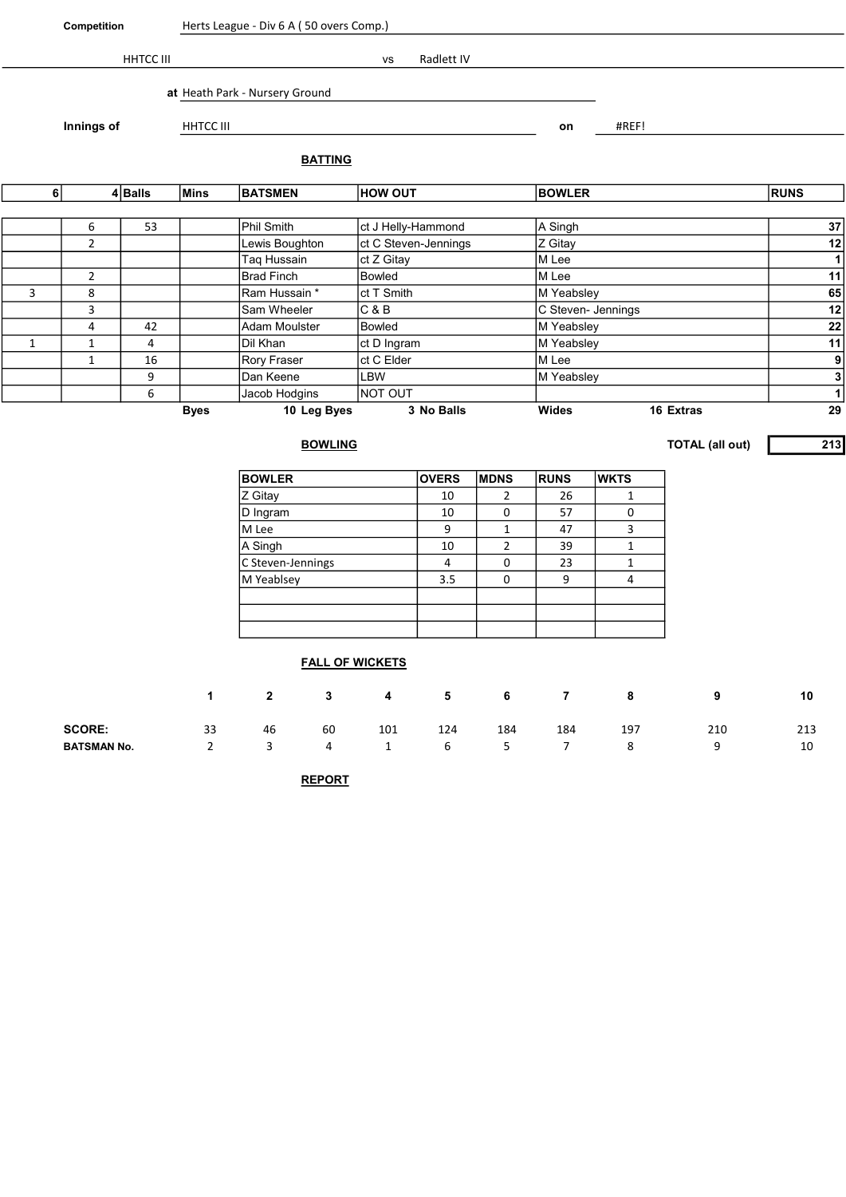**Competition** Herts League - Div 6 A ( 50 overs Comp.)

HHTCC III vs Radlett IV

**at** Heath Park - Nursery Ground

**Innings of** HHTCC III **on** #REF!

**BATTING**

| 6 | 4 | Balls | Mins | BATSMEN | HOW OUT | BOWLER | RUNS |
|---|---|---|---|---|---|---|---|
| | 6 | 53 | | Phil Smith | ct J Helly-Hammond | A Singh | 37 |
| | 2 | | | Lewis Boughton | ct C Steven-Jennings | Z Gitay | 12 |
| | | | | Taq Hussain | ct Z Gitay | M Lee | 1 |
| | 2 | | | Brad Finch | Bowled | M Lee | 11 |
| 3 | 8 | | | Ram Hussain * | ct T Smith | M Yeabsley | 65 |
| | 3 | | | Sam Wheeler | C & B | C Steven- Jennings | 12 |
| | 4 | 42 | | Adam Moulster | Bowled | M Yeabsley | 22 |
| 1 | 1 | 4 | | Dil Khan | ct D Ingram | M Yeabsley | 11 |
| | 1 | 16 | | Rory Fraser | ct C Elder | M Lee | 9 |
| | | 9 | | Dan Keene | LBW | M Yeabsley | 3 |
| | | 6 | | Jacob Hodgins | NOT OUT | | 1 |

**Byes** 10 **Leg Byes** 3 **No Balls** **Wides** 16 **Extras** 29

**BOWLING**

**TOTAL (all out)** 213

| BOWLER | OVERS | MDNS | RUNS | WKTS |
|---|---|---|---|---|
| Z Gitay | 10 | 2 | 26 | 1 |
| D Ingram | 10 | 0 | 57 | 0 |
| M Lee | 9 | 1 | 47 | 3 |
| A Singh | 10 | 2 | 39 | 1 |
| C Steven-Jennings | 4 | 0 | 23 | 1 |
| M Yeablsey | 3.5 | 0 | 9 | 4 |
| | | | | |
| | | | | |
| | | | | |

**FALL OF WICKETS**

| | 1 | 2 | 3 | 4 | 5 | 6 | 7 | 8 | 9 | 10 |
|---|---|---|---|---|---|---|---|---|---|---|
| **SCORE:** | 33 | 46 | 60 | 101 | 124 | 184 | 184 | 197 | 210 | 213 |
| **BATSMAN No.** | 2 | 3 | 4 | 1 | 6 | 5 | 7 | 8 | 9 | 10 |

**REPORT**